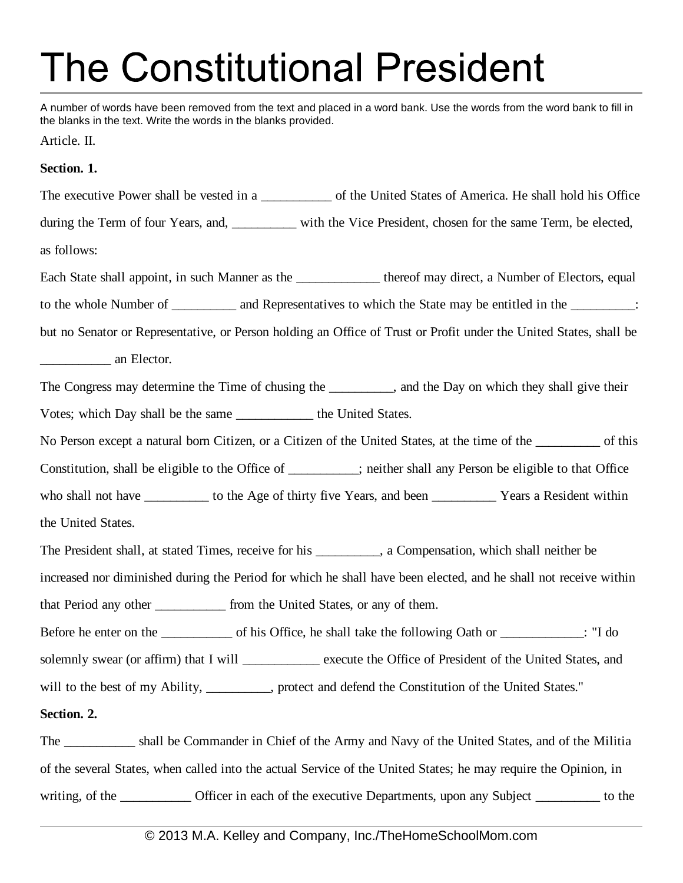# The Constitutional President

A number of words have been removed from the text and placed in a word bank. Use the words from the word bank to fill in the blanks in the text. Write the words in the blanks provided.

Article. II.

**Section. 1.**

The executive Power shall be vested in a ___________ of the United States of America. He shall hold his Office during the Term of four Years, and, __________ with the Vice President, chosen for the same Term, be elected, as follows:

Each State shall appoint, in such Manner as the _____________ thereof may direct, a Number of Electors, equal to the whole Number of __________ and Representatives to which the State may be entitled in the __________: but no Senator or Representative, or Person holding an Office of Trust or Profit under the United States, shall be ___________ an Elector.

The Congress may determine the Time of chusing the __________, and the Day on which they shall give their Votes; which Day shall be the same ____________ the United States.

No Person except a natural born Citizen, or a Citizen of the United States, at the time of the __________ of this Constitution, shall be eligible to the Office of ___________; neither shall any Person be eligible to that Office who shall not have __________ to the Age of thirty five Years, and been __________ Years a Resident within the United States.

The President shall, at stated Times, receive for his __________, a Compensation, which shall neither be increased nor diminished during the Period for which he shall have been elected, and he shall not receive within that Period any other ___________ from the United States, or any of them.

Before he enter on the ___________ of his Office, he shall take the following Oath or _____________: "I do solemnly swear (or affirm) that I will ____________ execute the Office of President of the United States, and will to the best of my Ability, __________, protect and defend the Constitution of the United States."

**Section. 2.**

The ___________ shall be Commander in Chief of the Army and Navy of the United States, and of the Militia of the several States, when called into the actual Service of the United States; he may require the Opinion, in writing, of the ___________ Officer in each of the executive Departments, upon any Subject __________ to the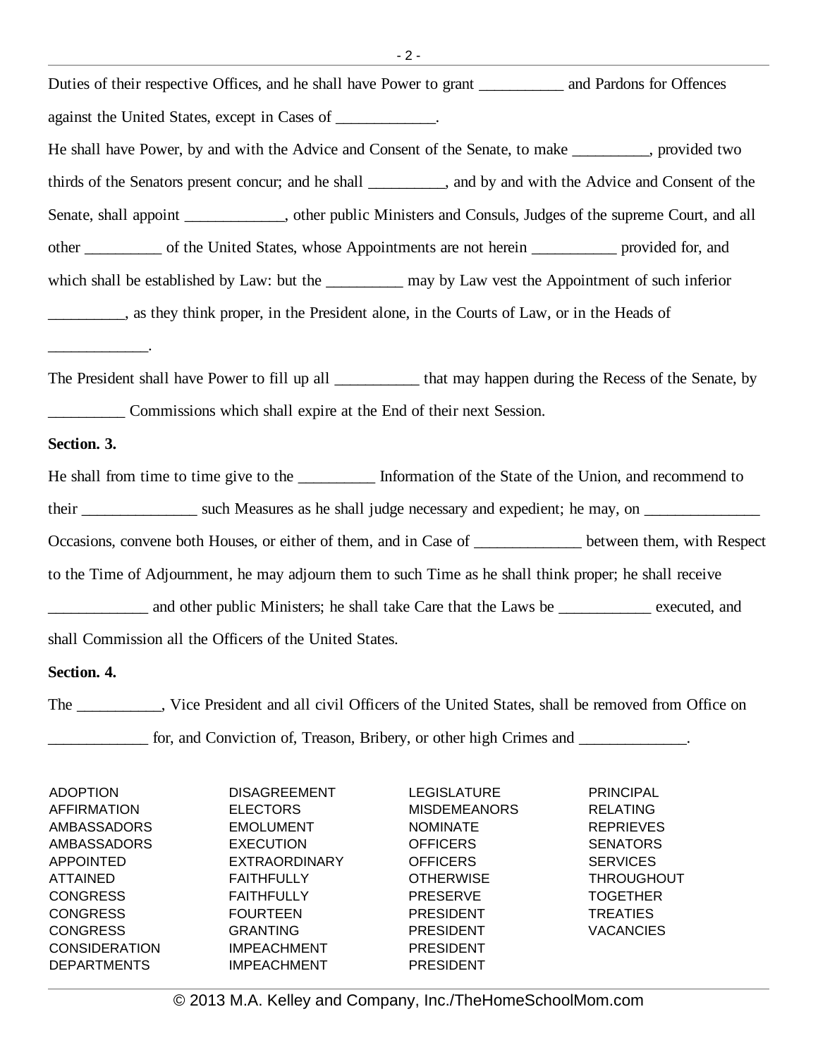Duties of their respective Offices, and he shall have Power to grant ___________ and Pardons for Offences against the United States, except in Cases of _____________.

He shall have Power, by and with the Advice and Consent of the Senate, to make __________, provided two thirds of the Senators present concur; and he shall __________, and by and with the Advice and Consent of the Senate, shall appoint _____________, other public Ministers and Consuls, Judges of the supreme Court, and all other __________ of the United States, whose Appointments are not herein ___________ provided for, and which shall be established by Law: but the __________ may by Law vest the Appointment of such inferior __________, as they think proper, in the President alone, in the Courts of Law, or in the Heads of _____________.

The President shall have Power to fill up all ___________ that may happen during the Recess of the Senate, by __________ Commissions which shall expire at the End of their next Session.

**Section. 3.**

He shall from time to time give to the __________ Information of the State of the Union, and recommend to their _______________ such Measures as he shall judge necessary and expedient; he may, on _______________ Occasions, convene both Houses, or either of them, and in Case of ______________ between them, with Respect to the Time of Adjournment, he may adjourn them to such Time as he shall think proper; he shall receive _____________ and other public Ministers; he shall take Care that the Laws be ____________ executed, and shall Commission all the Officers of the United States.

**Section. 4.**

The ___________, Vice President and all civil Officers of the United States, shall be removed from Office on _____________ for, and Conviction of, Treason, Bribery, or other high Crimes and ______________.

| | | | |
|---|---|---|---|
| ADOPTION | DISAGREEMENT | LEGISLATURE | PRINCIPAL |
| AFFIRMATION | ELECTORS | MISDEMEANORS | RELATING |
| AMBASSADORS | EMOLUMENT | NOMINATE | REPRIEVES |
| AMBASSADORS | EXECUTION | OFFICERS | SENATORS |
| APPOINTED | EXTRAORDINARY | OFFICERS | SERVICES |
| ATTAINED | FAITHFULLY | OTHERWISE | THROUGHOUT |
| CONGRESS | FAITHFULLY | PRESERVE | TOGETHER |
| CONGRESS | FOURTEEN | PRESIDENT | TREATIES |
| CONGRESS | GRANTING | PRESIDENT | VACANCIES |
| CONSIDERATION | IMPEACHMENT | PRESIDENT | |
| DEPARTMENTS | IMPEACHMENT | PRESIDENT | |

© 2013 M.A. Kelley and Company, Inc./TheHomeSchoolMom.com